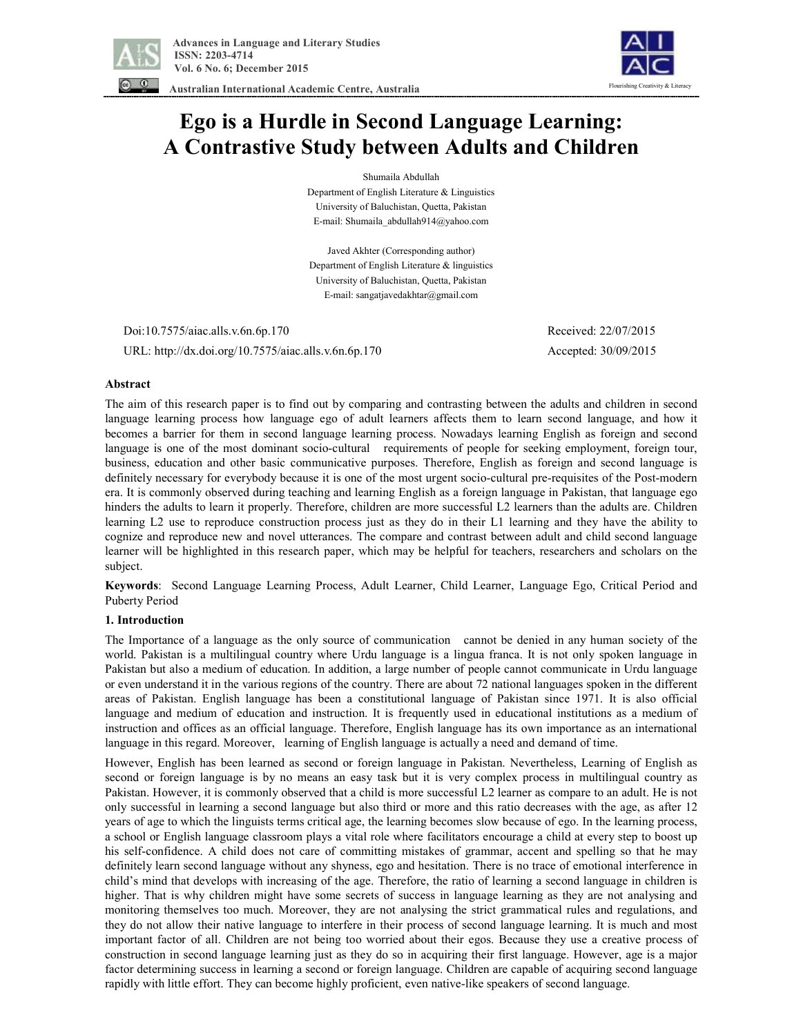# Ego is a Hurdle in Second Language Learning: A Contrastive Study between Adults and Children

Shumaila Abdullah
Department of English Literature & Linguistics
University of Baluchistan, Quetta, Pakistan
E-mail: Shumaila_abdullah914@yahoo.com

Javed Akhter (Corresponding author)
Department of English Literature & linguistics
University of Baluchistan, Quetta, Pakistan
E-mail: sangatjavedakhtar@gmail.com

Doi:10.7575/aiac.alls.v.6n.6p.170 Received: 22/07/2015

URL: http://dx.doi.org/10.7575/aiac.alls.v.6n.6p.170 Accepted: 30/09/2015

## Abstract

The aim of this research paper is to find out by comparing and contrasting between the adults and children in second language learning process how language ego of adult learners affects them to learn second language, and how it becomes a barrier for them in second language learning process. Nowadays learning English as foreign and second language is one of the most dominant socio-cultural requirements of people for seeking employment, foreign tour, business, education and other basic communicative purposes. Therefore, English as foreign and second language is definitely necessary for everybody because it is one of the most urgent socio-cultural pre-requisites of the Post-modern era. It is commonly observed during teaching and learning English as a foreign language in Pakistan, that language ego hinders the adults to learn it properly. Therefore, children are more successful L2 learners than the adults are. Children learning L2 use to reproduce construction process just as they do in their L1 learning and they have the ability to cognize and reproduce new and novel utterances. The compare and contrast between adult and child second language learner will be highlighted in this research paper, which may be helpful for teachers, researchers and scholars on the subject.

**Keywords**: Second Language Learning Process, Adult Learner, Child Learner, Language Ego, Critical Period and Puberty Period

## 1. Introduction

The Importance of a language as the only source of communication cannot be denied in any human society of the world. Pakistan is a multilingual country where Urdu language is a lingua franca. It is not only spoken language in Pakistan but also a medium of education. In addition, a large number of people cannot communicate in Urdu language or even understand it in the various regions of the country. There are about 72 national languages spoken in the different areas of Pakistan. English language has been a constitutional language of Pakistan since 1971. It is also official language and medium of education and instruction. It is frequently used in educational institutions as a medium of instruction and offices as an official language. Therefore, English language has its own importance as an international language in this regard. Moreover, learning of English language is actually a need and demand of time.

However, English has been learned as second or foreign language in Pakistan. Nevertheless, Learning of English as second or foreign language is by no means an easy task but it is very complex process in multilingual country as Pakistan. However, it is commonly observed that a child is more successful L2 learner as compare to an adult. He is not only successful in learning a second language but also third or more and this ratio decreases with the age, as after 12 years of age to which the linguists terms critical age, the learning becomes slow because of ego. In the learning process, a school or English language classroom plays a vital role where facilitators encourage a child at every step to boost up his self-confidence. A child does not care of committing mistakes of grammar, accent and spelling so that he may definitely learn second language without any shyness, ego and hesitation. There is no trace of emotional interference in child's mind that develops with increasing of the age. Therefore, the ratio of learning a second language in children is higher. That is why children might have some secrets of success in language learning as they are not analysing and monitoring themselves too much. Moreover, they are not analysing the strict grammatical rules and regulations, and they do not allow their native language to interfere in their process of second language learning. It is much and most important factor of all. Children are not being too worried about their egos. Because they use a creative process of construction in second language learning just as they do so in acquiring their first language. However, age is a major factor determining success in learning a second or foreign language. Children are capable of acquiring second language rapidly with little effort. They can become highly proficient, even native-like speakers of second language.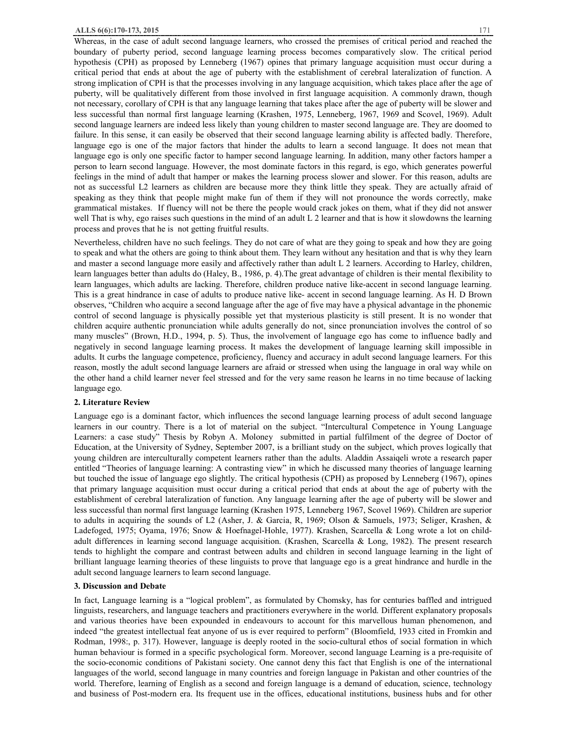Whereas, in the case of adult second language learners, who crossed the premises of critical period and reached the boundary of puberty period, second language learning process becomes comparatively slow. The critical period hypothesis (CPH) as proposed by Lenneberg (1967) opines that primary language acquisition must occur during a critical period that ends at about the age of puberty with the establishment of cerebral lateralization of function. A strong implication of CPH is that the processes involving in any language acquisition, which takes place after the age of puberty, will be qualitatively different from those involved in first language acquisition. A commonly drawn, though not necessary, corollary of CPH is that any language learning that takes place after the age of puberty will be slower and less successful than normal first language learning (Krashen, 1975, Lenneberg, 1967, 1969 and Scovel, 1969). Adult second language learners are indeed less likely than young children to master second language are. They are doomed to failure. In this sense, it can easily be observed that their second language learning ability is affected badly. Therefore, language ego is one of the major factors that hinder the adults to learn a second language. It does not mean that language ego is only one specific factor to hamper second language learning. In addition, many other factors hamper a person to learn second language. However, the most dominate factors in this regard, is ego, which generates powerful feelings in the mind of adult that hamper or makes the learning process slower and slower. For this reason, adults are not as successful L2 learners as children are because more they think little they speak. They are actually afraid of speaking as they think that people might make fun of them if they will not pronounce the words correctly, make grammatical mistakes. If fluency will not be there the people would crack jokes on them, what if they did not answer well That is why, ego raises such questions in the mind of an adult L 2 learner and that is how it slowdowns the learning process and proves that he is not getting fruitful results.

Nevertheless, children have no such feelings. They do not care of what are they going to speak and how they are going to speak and what the others are going to think about them. They learn without any hesitation and that is why they learn and master a second language more easily and affectively rather than adult L 2 learners. According to Harley, children, learn languages better than adults do (Haley, B., 1986, p. 4).The great advantage of children is their mental flexibility to learn languages, which adults are lacking. Therefore, children produce native like-accent in second language learning. This is a great hindrance in case of adults to produce native like- accent in second language learning. As H. D Brown observes, "Children who acquire a second language after the age of five may have a physical advantage in the phonemic control of second language is physically possible yet that mysterious plasticity is still present. It is no wonder that children acquire authentic pronunciation while adults generally do not, since pronunciation involves the control of so many muscles" (Brown, H.D., 1994, p. 5). Thus, the involvement of language ego has come to influence badly and negatively in second language learning process. It makes the development of language learning skill impossible in adults. It curbs the language competence, proficiency, fluency and accuracy in adult second language learners. For this reason, mostly the adult second language learners are afraid or stressed when using the language in oral way while on the other hand a child learner never feel stressed and for the very same reason he learns in no time because of lacking language ego.

## 2. Literature Review

Language ego is a dominant factor, which influences the second language learning process of adult second language learners in our country. There is a lot of material on the subject. "Intercultural Competence in Young Language Learners: a case study" Thesis by Robyn A. Moloney submitted in partial fulfilment of the degree of Doctor of Education, at the University of Sydney, September 2007, is a brilliant study on the subject, which proves logically that young children are interculturally competent learners rather than the adults. Aladdin Assaiqeli wrote a research paper entitled "Theories of language learning: A contrasting view" in which he discussed many theories of language learning but touched the issue of language ego slightly. The critical hypothesis (CPH) as proposed by Lenneberg (1967), opines that primary language acquisition must occur during a critical period that ends at about the age of puberty with the establishment of cerebral lateralization of function. Any language learning after the age of puberty will be slower and less successful than normal first language learning (Krashen 1975, Lenneberg 1967, Scovel 1969). Children are superior to adults in acquiring the sounds of L2 (Asher, J. & Garcia, R, 1969; Olson & Samuels, 1973; Seliger, Krashen, & Ladefoged, 1975; Oyama, 1976; Snow & Hoefnagel-Hohle, 1977). Krashen, Scarcella & Long wrote a lot on child-adult differences in learning second language acquisition. (Krashen, Scarcella & Long, 1982). The present research tends to highlight the compare and contrast between adults and children in second language learning in the light of brilliant language learning theories of these linguists to prove that language ego is a great hindrance and hurdle in the adult second language learners to learn second language.

## 3. Discussion and Debate

In fact, Language learning is a "logical problem", as formulated by Chomsky, has for centuries baffled and intrigued linguists, researchers, and language teachers and practitioners everywhere in the world. Different explanatory proposals and various theories have been expounded in endeavours to account for this marvellous human phenomenon, and indeed "the greatest intellectual feat anyone of us is ever required to perform" (Bloomfield, 1933 cited in Fromkin and Rodman, 1998:, p. 317). However, language is deeply rooted in the socio-cultural ethos of social formation in which human behaviour is formed in a specific psychological form. Moreover, second language Learning is a pre-requisite of the socio-economic conditions of Pakistani society. One cannot deny this fact that English is one of the international languages of the world, second language in many countries and foreign language in Pakistan and other countries of the world. Therefore, learning of English as a second and foreign language is a demand of education, science, technology and business of Post-modern era. Its frequent use in the offices, educational institutions, business hubs and for other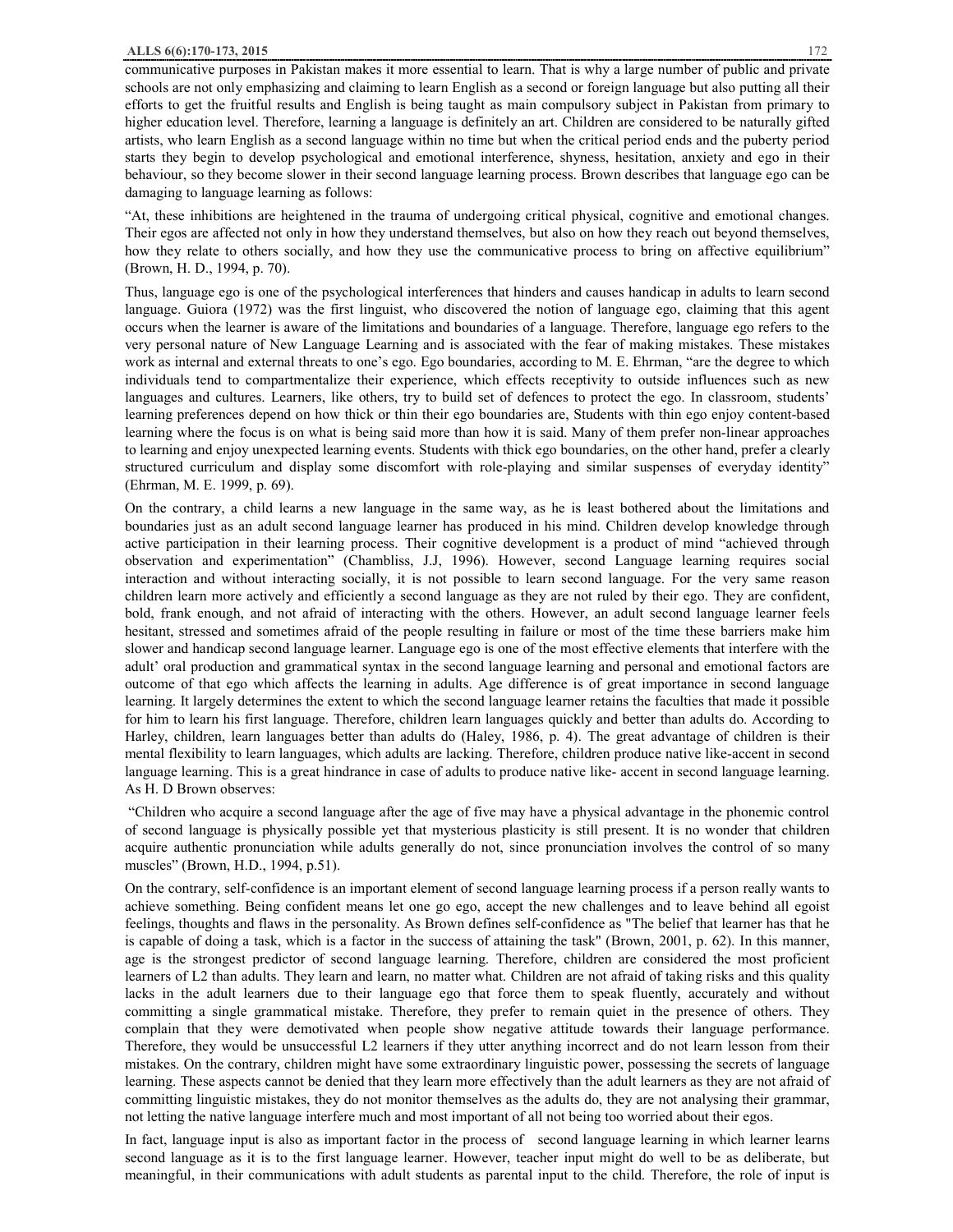communicative purposes in Pakistan makes it more essential to learn. That is why a large number of public and private schools are not only emphasizing and claiming to learn English as a second or foreign language but also putting all their efforts to get the fruitful results and English is being taught as main compulsory subject in Pakistan from primary to higher education level. Therefore, learning a language is definitely an art. Children are considered to be naturally gifted artists, who learn English as a second language within no time but when the critical period ends and the puberty period starts they begin to develop psychological and emotional interference, shyness, hesitation, anxiety and ego in their behaviour, so they become slower in their second language learning process. Brown describes that language ego can be damaging to language learning as follows:

"At, these inhibitions are heightened in the trauma of undergoing critical physical, cognitive and emotional changes. Their egos are affected not only in how they understand themselves, but also on how they reach out beyond themselves, how they relate to others socially, and how they use the communicative process to bring on affective equilibrium" (Brown, H. D., 1994, p. 70).

Thus, language ego is one of the psychological interferences that hinders and causes handicap in adults to learn second language. Guiora (1972) was the first linguist, who discovered the notion of language ego, claiming that this agent occurs when the learner is aware of the limitations and boundaries of a language. Therefore, language ego refers to the very personal nature of New Language Learning and is associated with the fear of making mistakes. These mistakes work as internal and external threats to one's ego. Ego boundaries, according to M. E. Ehrman, "are the degree to which individuals tend to compartmentalize their experience, which effects receptivity to outside influences such as new languages and cultures. Learners, like others, try to build set of defences to protect the ego. In classroom, students' learning preferences depend on how thick or thin their ego boundaries are, Students with thin ego enjoy content-based learning where the focus is on what is being said more than how it is said. Many of them prefer non-linear approaches to learning and enjoy unexpected learning events. Students with thick ego boundaries, on the other hand, prefer a clearly structured curriculum and display some discomfort with role-playing and similar suspenses of everyday identity" (Ehrman, M. E. 1999, p. 69).

On the contrary, a child learns a new language in the same way, as he is least bothered about the limitations and boundaries just as an adult second language learner has produced in his mind. Children develop knowledge through active participation in their learning process. Their cognitive development is a product of mind "achieved through observation and experimentation" (Chambliss, J.J, 1996). However, second Language learning requires social interaction and without interacting socially, it is not possible to learn second language. For the very same reason children learn more actively and efficiently a second language as they are not ruled by their ego. They are confident, bold, frank enough, and not afraid of interacting with the others. However, an adult second language learner feels hesitant, stressed and sometimes afraid of the people resulting in failure or most of the time these barriers make him slower and handicap second language learner. Language ego is one of the most effective elements that interfere with the adult' oral production and grammatical syntax in the second language learning and personal and emotional factors are outcome of that ego which affects the learning in adults. Age difference is of great importance in second language learning. It largely determines the extent to which the second language learner retains the faculties that made it possible for him to learn his first language. Therefore, children learn languages quickly and better than adults do. According to Harley, children, learn languages better than adults do (Haley, 1986, p. 4). The great advantage of children is their mental flexibility to learn languages, which adults are lacking. Therefore, children produce native like-accent in second language learning. This is a great hindrance in case of adults to produce native like- accent in second language learning. As H. D Brown observes:

"Children who acquire a second language after the age of five may have a physical advantage in the phonemic control of second language is physically possible yet that mysterious plasticity is still present. It is no wonder that children acquire authentic pronunciation while adults generally do not, since pronunciation involves the control of so many muscles" (Brown, H.D., 1994, p.51).

On the contrary, self-confidence is an important element of second language learning process if a person really wants to achieve something. Being confident means let one go ego, accept the new challenges and to leave behind all egoist feelings, thoughts and flaws in the personality. As Brown defines self-confidence as "The belief that learner has that he is capable of doing a task, which is a factor in the success of attaining the task" (Brown, 2001, p. 62). In this manner, age is the strongest predictor of second language learning. Therefore, children are considered the most proficient learners of L2 than adults. They learn and learn, no matter what. Children are not afraid of taking risks and this quality lacks in the adult learners due to their language ego that force them to speak fluently, accurately and without committing a single grammatical mistake. Therefore, they prefer to remain quiet in the presence of others. They complain that they were demotivated when people show negative attitude towards their language performance. Therefore, they would be unsuccessful L2 learners if they utter anything incorrect and do not learn lesson from their mistakes. On the contrary, children might have some extraordinary linguistic power, possessing the secrets of language learning. These aspects cannot be denied that they learn more effectively than the adult learners as they are not afraid of committing linguistic mistakes, they do not monitor themselves as the adults do, they are not analysing their grammar, not letting the native language interfere much and most important of all not being too worried about their egos.

In fact, language input is also as important factor in the process of second language learning in which learner learns second language as it is to the first language learner. However, teacher input might do well to be as deliberate, but meaningful, in their communications with adult students as parental input to the child. Therefore, the role of input is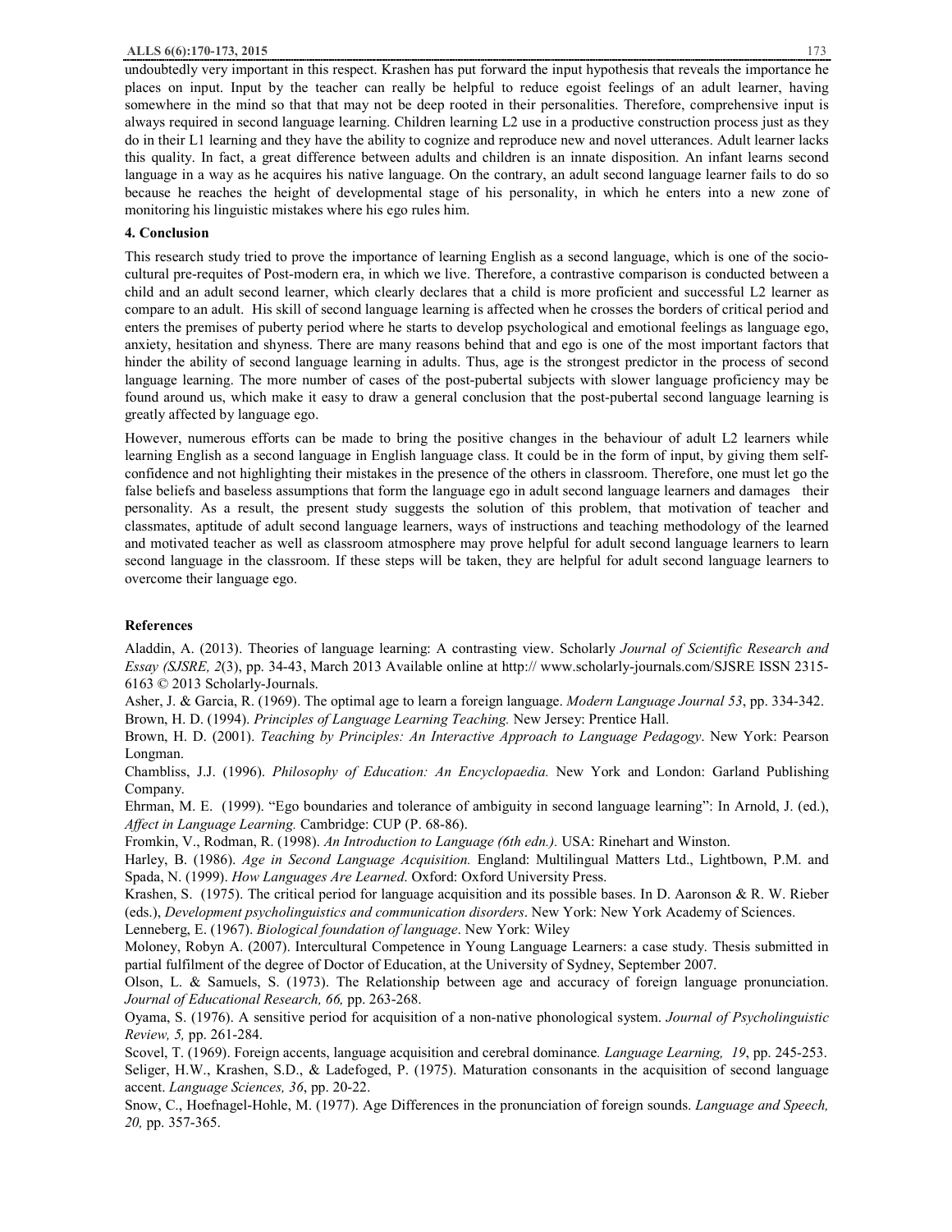undoubtedly very important in this respect. Krashen has put forward the input hypothesis that reveals the importance he places on input. Input by the teacher can really be helpful to reduce egoist feelings of an adult learner, having somewhere in the mind so that that may not be deep rooted in their personalities. Therefore, comprehensive input is always required in second language learning. Children learning L2 use in a productive construction process just as they do in their L1 learning and they have the ability to cognize and reproduce new and novel utterances. Adult learner lacks this quality. In fact, a great difference between adults and children is an innate disposition. An infant learns second language in a way as he acquires his native language. On the contrary, an adult second language learner fails to do so because he reaches the height of developmental stage of his personality, in which he enters into a new zone of monitoring his linguistic mistakes where his ego rules him.

## 4. Conclusion

This research study tried to prove the importance of learning English as a second language, which is one of the socio-cultural pre-requites of Post-modern era, in which we live. Therefore, a contrastive comparison is conducted between a child and an adult second learner, which clearly declares that a child is more proficient and successful L2 learner as compare to an adult. His skill of second language learning is affected when he crosses the borders of critical period and enters the premises of puberty period where he starts to develop psychological and emotional feelings as language ego, anxiety, hesitation and shyness. There are many reasons behind that and ego is one of the most important factors that hinder the ability of second language learning in adults. Thus, age is the strongest predictor in the process of second language learning. The more number of cases of the post-pubertal subjects with slower language proficiency may be found around us, which make it easy to draw a general conclusion that the post-pubertal second language learning is greatly affected by language ego.

However, numerous efforts can be made to bring the positive changes in the behaviour of adult L2 learners while learning English as a second language in English language class. It could be in the form of input, by giving them self-confidence and not highlighting their mistakes in the presence of the others in classroom. Therefore, one must let go the false beliefs and baseless assumptions that form the language ego in adult second language learners and damages their personality. As a result, the present study suggests the solution of this problem, that motivation of teacher and classmates, aptitude of adult second language learners, ways of instructions and teaching methodology of the learned and motivated teacher as well as classroom atmosphere may prove helpful for adult second language learners to learn second language in the classroom. If these steps will be taken, they are helpful for adult second language learners to overcome their language ego.

## References

Aladdin, A. (2013). Theories of language learning: A contrasting view. Scholarly *Journal of Scientific Research and Essay (SJSRE, 2*(3), pp. 34-43, March 2013 Available online at http:// www.scholarly-journals.com/SJSRE ISSN 2315-6163 © 2013 Scholarly-Journals.

Asher, J. & Garcia, R. (1969). The optimal age to learn a foreign language. *Modern Language Journal 53*, pp. 334-342.

Brown, H. D. (1994). *Principles of Language Learning Teaching.* New Jersey: Prentice Hall.

Brown, H. D. (2001). *Teaching by Principles: An Interactive Approach to Language Pedagogy*. New York: Pearson Longman.

Chambliss, J.J. (1996). *Philosophy of Education: An Encyclopaedia.* New York and London: Garland Publishing Company.

Ehrman, M. E. (1999). "Ego boundaries and tolerance of ambiguity in second language learning": In Arnold, J. (ed.), *Affect in Language Learning.* Cambridge: CUP (P. 68-86).

Fromkin, V., Rodman, R. (1998). *An Introduction to Language (6th edn.).* USA: Rinehart and Winston.

Harley, B. (1986). *Age in Second Language Acquisition.* England: Multilingual Matters Ltd., Lightbown, P.M. and Spada, N. (1999). *How Languages Are Learned*. Oxford: Oxford University Press.

Krashen, S. (1975). The critical period for language acquisition and its possible bases. In D. Aaronson & R. W. Rieber (eds.), *Development psycholinguistics and communication disorders*. New York: New York Academy of Sciences.

Lenneberg, E. (1967). *Biological foundation of language*. New York: Wiley

Moloney, Robyn A. (2007). Intercultural Competence in Young Language Learners: a case study. Thesis submitted in partial fulfilment of the degree of Doctor of Education, at the University of Sydney, September 2007.

Olson, L. & Samuels, S. (1973). The Relationship between age and accuracy of foreign language pronunciation. *Journal of Educational Research, 66,* pp. 263-268.

Oyama, S. (1976). A sensitive period for acquisition of a non-native phonological system. *Journal of Psycholinguistic Review, 5,* pp. 261-284.

Scovel, T. (1969). Foreign accents, language acquisition and cerebral dominance*. Language Learning, 19*, pp. 245-253.

Seliger, H.W., Krashen, S.D., & Ladefoged, P. (1975). Maturation consonants in the acquisition of second language accent. *Language Sciences, 36*, pp. 20-22.

Snow, C., Hoefnagel-Hohle, M. (1977). Age Differences in the pronunciation of foreign sounds. *Language and Speech, 20,* pp. 357-365.